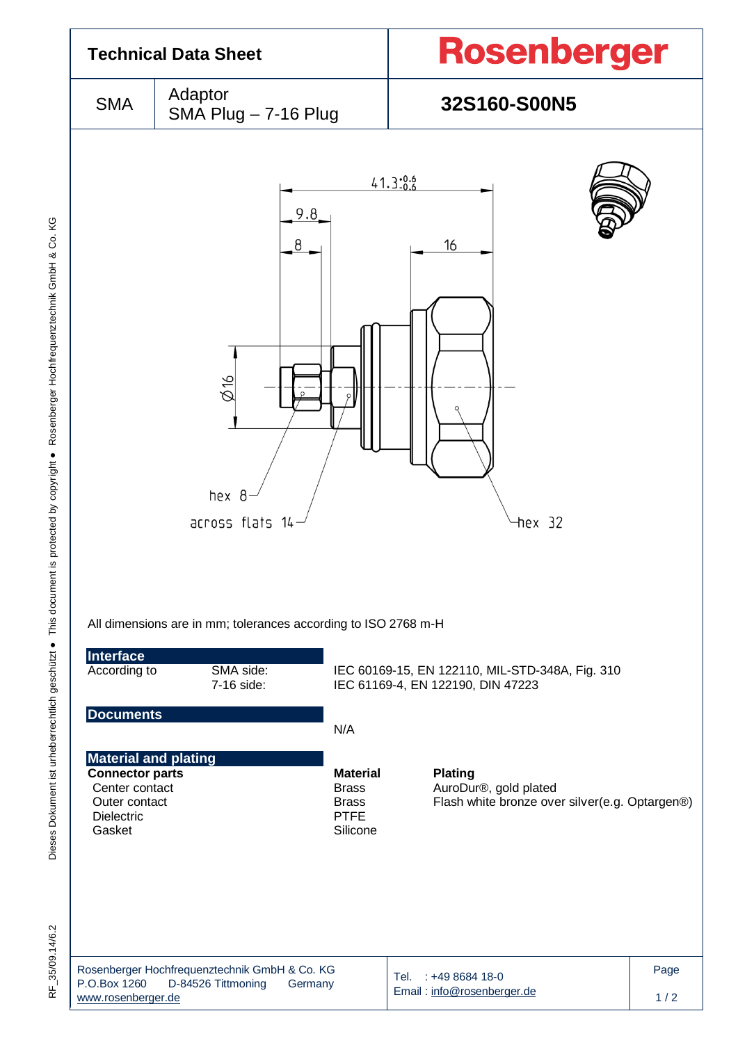# Technical Data Sheet

**Rosenberger**

| SMA | Adaptor SMA Plug – 7-16 Plug | **32S160-S00N5** |
|---|---|---|

41.3 $^{+0.6}_{-0.6}$

9.8

8

16

Ø16

hex 8

across flats 14

hex 32

All dimensions are in mm; tolerances according to ISO 2768 m-H

## Interface

| According to | SMA side: | IEC 60169-15, EN 122110, MIL-STD-348A, Fig. 310 |
|---|---|---|
| | 7-16 side: | IEC 61169-4, EN 122190, DIN 47223 |

## Documents

N/A

## Material and plating

| Connector parts | Material | Plating |
|---|---|---|
| Center contact | Brass | AuroDur®, gold plated |
| Outer contact | Brass | Flash white bronze over silver(e.g. Optargen®) |
| Dielectric | PTFE | |
| Gasket | Silicone | |

Rosenberger Hochfrequenztechnik GmbH & Co. KG
P.O.Box 1260 D-84526 Tittmoning Germany
www.rosenberger.de

Tel. : +49 8684 18-0
Email : info@rosenberger.de

Dieses Dokument ist urheberrechtlich geschützt ● This document is protected by copyright ● Rosenberger Hochfrequenztechnik GmbH & Co. KG

RF_35/09.14/6.2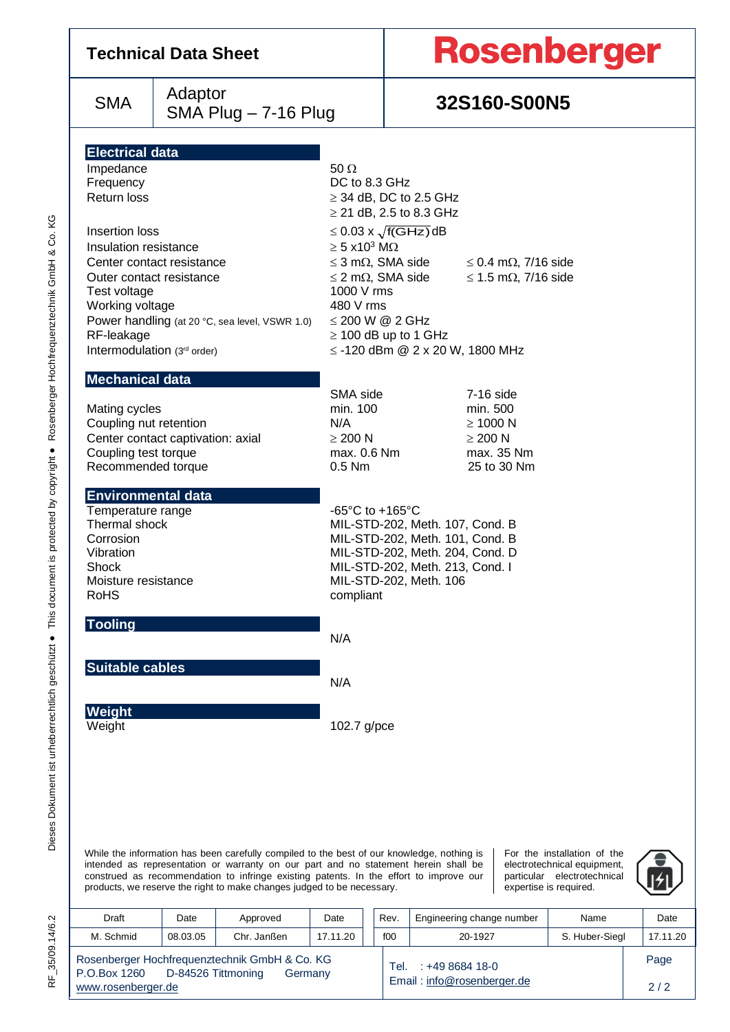# Technical Data Sheet

**Rosenberger**

| SMA | Adaptor SMA Plug – 7-16 Plug | 32S160-S00N5 |
|---|---|---|

## Electrical data

| | | |
|---|---|---|
| Impedance | 50 Ω | |
| Frequency | DC to 8.3 GHz | |
| Return loss | ≥ 34 dB, DC to 2.5 GHz | |
| | ≥ 21 dB, 2.5 to 8.3 GHz | |
| Insertion loss | $\leq 0.03 \times \sqrt{f(GHz)}$ dB | |
| Insulation resistance | $\geq 5 \times 10^3$ MΩ | |
| Center contact resistance | ≤ 3 mΩ, SMA side | ≤ 0.4 mΩ, 7/16 side |
| Outer contact resistance | ≤ 2 mΩ, SMA side | ≤ 1.5 mΩ, 7/16 side |
| Test voltage | 1000 V rms | |
| Working voltage | 480 V rms | |
| Power handling (at 20 °C, sea level, VSWR 1.0) | ≤ 200 W @ 2 GHz | |
| RF-leakage | ≥ 100 dB up to 1 GHz | |
| Intermodulation (3rd order) | ≤ -120 dBm @ 2 x 20 W, 1800 MHz | |

## Mechanical data

| | SMA side | 7-16 side |
|---|---|---|
| Mating cycles | min. 100 | min. 500 |
| Coupling nut retention | N/A | ≥ 1000 N |
| Center contact captivation: axial | ≥ 200 N | ≥ 200 N |
| Coupling test torque | max. 0.6 Nm | max. 35 Nm |
| Recommended torque | 0.5 Nm | 25 to 30 Nm |

## Environmental data

| | |
|---|---|
| Temperature range | -65°C to +165°C |
| Thermal shock | MIL-STD-202, Meth. 107, Cond. B |
| Corrosion | MIL-STD-202, Meth. 101, Cond. B |
| Vibration | MIL-STD-202, Meth. 204, Cond. D |
| Shock | MIL-STD-202, Meth. 213, Cond. I |
| Moisture resistance | MIL-STD-202, Meth. 106 |
| RoHS | compliant |

## Tooling

N/A

## Suitable cables

N/A

## Weight

| | |
|---|---|
| Weight | 102.7 g/pce |

While the information has been carefully compiled to the best of our knowledge, nothing is intended as representation or warranty on our part and no statement herein shall be construed as recommendation to infringe existing patents. In the effort to improve our products, we reserve the right to make changes judged to be necessary.

For the installation of the electrotechnical equipment, particular electrotechnical expertise is required.

| Draft | Date | Approved | Date | Rev. | Engineering change number | Name | Date |
|---|---|---|---|---|---|---|---|
| M. Schmid | 08.03.05 | Chr. Janßen | 17.11.20 | f00 | 20-1927 | S. Huber-Siegl | 17.11.20 |

Rosenberger Hochfrequenztechnik GmbH & Co. KG
P.O.Box 1260 D-84526 Tittmoning Germany
www.rosenberger.de

Tel. : +49 8684 18-0
Email : info@rosenberger.de

Dieses Dokument ist urheberrechtlich geschützt ● This document is protected by copyright ● Rosenberger Hochfrequenztechnik GmbH & Co. KG

RF_35/09.14/6.2